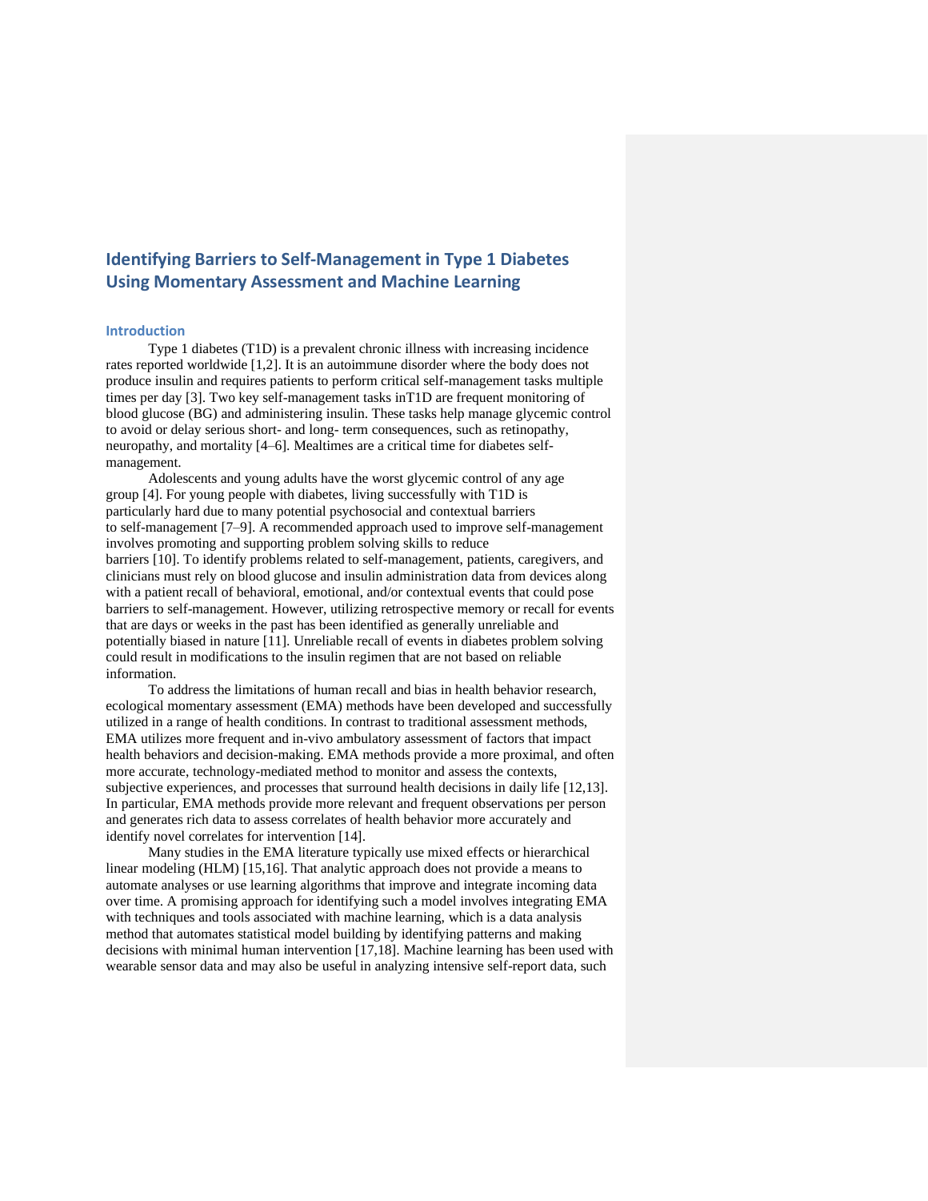# Identifying Barriers to Self-Management in Type 1 Diabetes Using Momentary Assessment and Machine Learning

## Introduction

Type 1 diabetes (T1D) is a prevalent chronic illness with increasing incidence rates reported worldwide [1,2]. It is an autoimmune disorder where the body does not produce insulin and requires patients to perform critical self-management tasks multiple times per day [3]. Two key self-management tasks inT1D are frequent monitoring of blood glucose (BG) and administering insulin. These tasks help manage glycemic control to avoid or delay serious short- and long- term consequences, such as retinopathy, neuropathy, and mortality [4–6]. Mealtimes are a critical time for diabetes self-management.

Adolescents and young adults have the worst glycemic control of any age group [4]. For young people with diabetes, living successfully with T1D is particularly hard due to many potential psychosocial and contextual barriers to self-management [7–9]. A recommended approach used to improve self-management involves promoting and supporting problem solving skills to reduce barriers [10]. To identify problems related to self-management, patients, caregivers, and clinicians must rely on blood glucose and insulin administration data from devices along with a patient recall of behavioral, emotional, and/or contextual events that could pose barriers to self-management. However, utilizing retrospective memory or recall for events that are days or weeks in the past has been identified as generally unreliable and potentially biased in nature [11]. Unreliable recall of events in diabetes problem solving could result in modifications to the insulin regimen that are not based on reliable information.

To address the limitations of human recall and bias in health behavior research, ecological momentary assessment (EMA) methods have been developed and successfully utilized in a range of health conditions. In contrast to traditional assessment methods, EMA utilizes more frequent and in-vivo ambulatory assessment of factors that impact health behaviors and decision-making. EMA methods provide a more proximal, and often more accurate, technology-mediated method to monitor and assess the contexts, subjective experiences, and processes that surround health decisions in daily life [12,13]. In particular, EMA methods provide more relevant and frequent observations per person and generates rich data to assess correlates of health behavior more accurately and identify novel correlates for intervention [14].

Many studies in the EMA literature typically use mixed effects or hierarchical linear modeling (HLM) [15,16]. That analytic approach does not provide a means to automate analyses or use learning algorithms that improve and integrate incoming data over time. A promising approach for identifying such a model involves integrating EMA with techniques and tools associated with machine learning, which is a data analysis method that automates statistical model building by identifying patterns and making decisions with minimal human intervention [17,18]. Machine learning has been used with wearable sensor data and may also be useful in analyzing intensive self-report data, such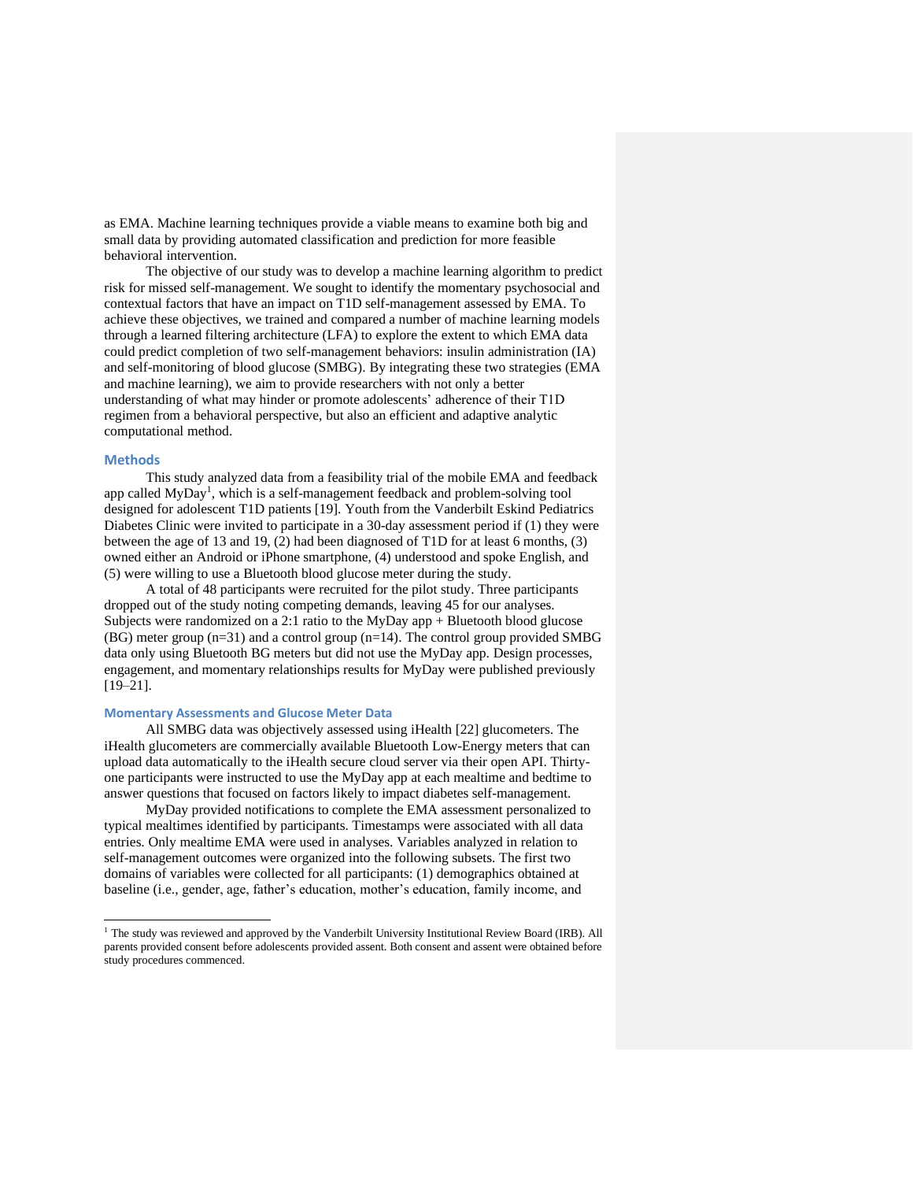as EMA. Machine learning techniques provide a viable means to examine both big and small data by providing automated classification and prediction for more feasible behavioral intervention.

The objective of our study was to develop a machine learning algorithm to predict risk for missed self-management. We sought to identify the momentary psychosocial and contextual factors that have an impact on T1D self-management assessed by EMA. To achieve these objectives, we trained and compared a number of machine learning models through a learned filtering architecture (LFA) to explore the extent to which EMA data could predict completion of two self-management behaviors: insulin administration (IA) and self-monitoring of blood glucose (SMBG). By integrating these two strategies (EMA and machine learning), we aim to provide researchers with not only a better understanding of what may hinder or promote adolescents' adherence of their T1D regimen from a behavioral perspective, but also an efficient and adaptive analytic computational method.

## Methods

This study analyzed data from a feasibility trial of the mobile EMA and feedback app called MyDay[1], which is a self-management feedback and problem-solving tool designed for adolescent T1D patients [19]. Youth from the Vanderbilt Eskind Pediatrics Diabetes Clinic were invited to participate in a 30-day assessment period if (1) they were between the age of 13 and 19, (2) had been diagnosed of T1D for at least 6 months, (3) owned either an Android or iPhone smartphone, (4) understood and spoke English, and (5) were willing to use a Bluetooth blood glucose meter during the study.

A total of 48 participants were recruited for the pilot study. Three participants dropped out of the study noting competing demands, leaving 45 for our analyses. Subjects were randomized on a 2:1 ratio to the MyDay app + Bluetooth blood glucose (BG) meter group (n=31) and a control group (n=14). The control group provided SMBG data only using Bluetooth BG meters but did not use the MyDay app. Design processes, engagement, and momentary relationships results for MyDay were published previously [19–21].

### Momentary Assessments and Glucose Meter Data

All SMBG data was objectively assessed using iHealth [22] glucometers. The iHealth glucometers are commercially available Bluetooth Low-Energy meters that can upload data automatically to the iHealth secure cloud server via their open API. Thirty-one participants were instructed to use the MyDay app at each mealtime and bedtime to answer questions that focused on factors likely to impact diabetes self-management.

MyDay provided notifications to complete the EMA assessment personalized to typical mealtimes identified by participants. Timestamps were associated with all data entries. Only mealtime EMA were used in analyses. Variables analyzed in relation to self-management outcomes were organized into the following subsets. The first two domains of variables were collected for all participants: (1) demographics obtained at baseline (i.e., gender, age, father's education, mother's education, family income, and

---

[1] The study was reviewed and approved by the Vanderbilt University Institutional Review Board (IRB). All parents provided consent before adolescents provided assent. Both consent and assent were obtained before study procedures commenced.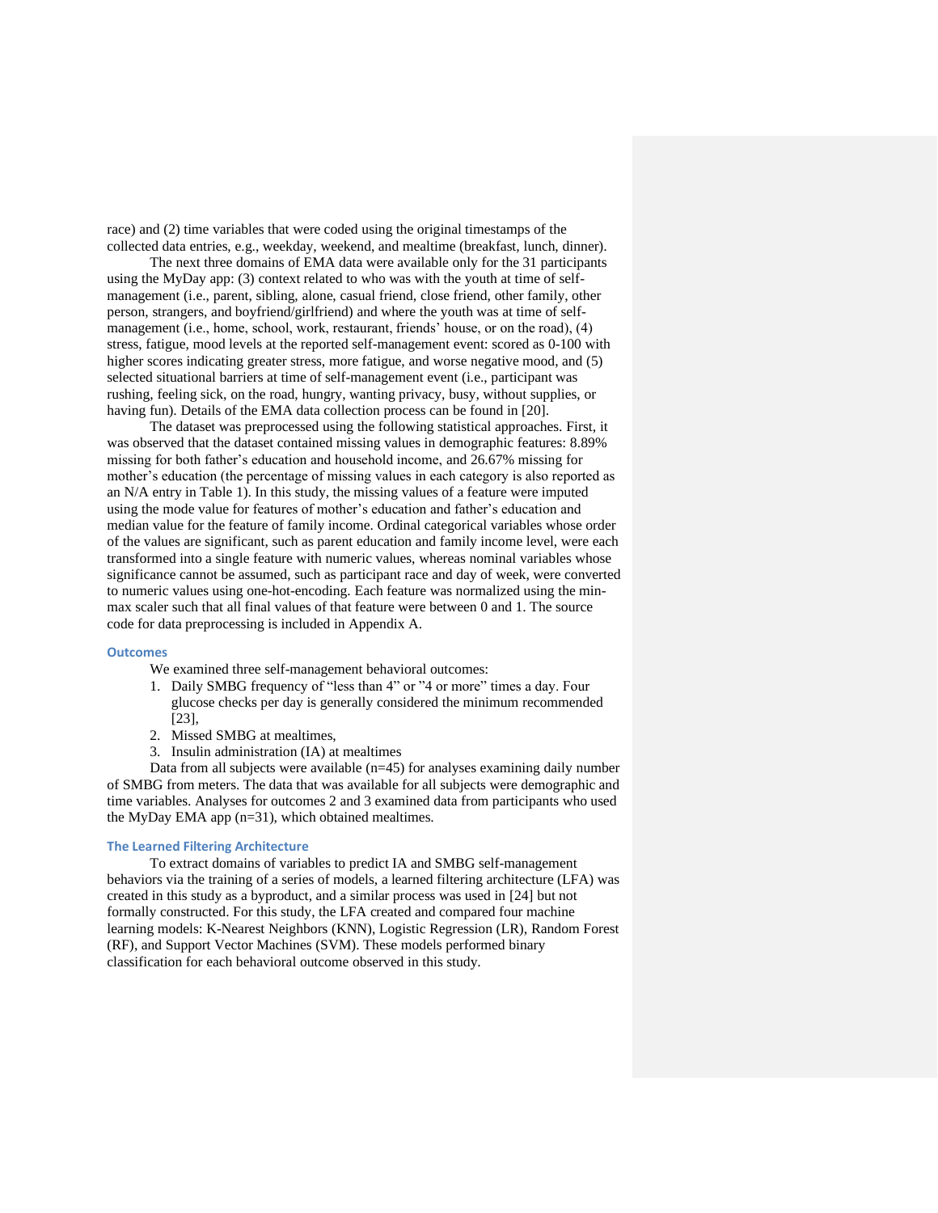race) and (2) time variables that were coded using the original timestamps of the collected data entries, e.g., weekday, weekend, and mealtime (breakfast, lunch, dinner).

The next three domains of EMA data were available only for the 31 participants using the MyDay app: (3) context related to who was with the youth at time of self-management (i.e., parent, sibling, alone, casual friend, close friend, other family, other person, strangers, and boyfriend/girlfriend) and where the youth was at time of self-management (i.e., home, school, work, restaurant, friends' house, or on the road), (4) stress, fatigue, mood levels at the reported self-management event: scored as 0-100 with higher scores indicating greater stress, more fatigue, and worse negative mood, and (5) selected situational barriers at time of self-management event (i.e., participant was rushing, feeling sick, on the road, hungry, wanting privacy, busy, without supplies, or having fun). Details of the EMA data collection process can be found in [20].

The dataset was preprocessed using the following statistical approaches. First, it was observed that the dataset contained missing values in demographic features: 8.89% missing for both father's education and household income, and 26.67% missing for mother's education (the percentage of missing values in each category is also reported as an N/A entry in Table 1). In this study, the missing values of a feature were imputed using the mode value for features of mother's education and father's education and median value for the feature of family income. Ordinal categorical variables whose order of the values are significant, such as parent education and family income level, were each transformed into a single feature with numeric values, whereas nominal variables whose significance cannot be assumed, such as participant race and day of week, were converted to numeric values using one-hot-encoding. Each feature was normalized using the min-max scaler such that all final values of that feature were between 0 and 1. The source code for data preprocessing is included in Appendix A.

### Outcomes

We examined three self-management behavioral outcomes:

1. Daily SMBG frequency of "less than 4" or "4 or more" times a day. Four glucose checks per day is generally considered the minimum recommended [23],
2. Missed SMBG at mealtimes,
3. Insulin administration (IA) at mealtimes

Data from all subjects were available (n=45) for analyses examining daily number of SMBG from meters. The data that was available for all subjects were demographic and time variables. Analyses for outcomes 2 and 3 examined data from participants who used the MyDay EMA app (n=31), which obtained mealtimes.

### The Learned Filtering Architecture

To extract domains of variables to predict IA and SMBG self-management behaviors via the training of a series of models, a learned filtering architecture (LFA) was created in this study as a byproduct, and a similar process was used in [24] but not formally constructed. For this study, the LFA created and compared four machine learning models: K-Nearest Neighbors (KNN), Logistic Regression (LR), Random Forest (RF), and Support Vector Machines (SVM). These models performed binary classification for each behavioral outcome observed in this study.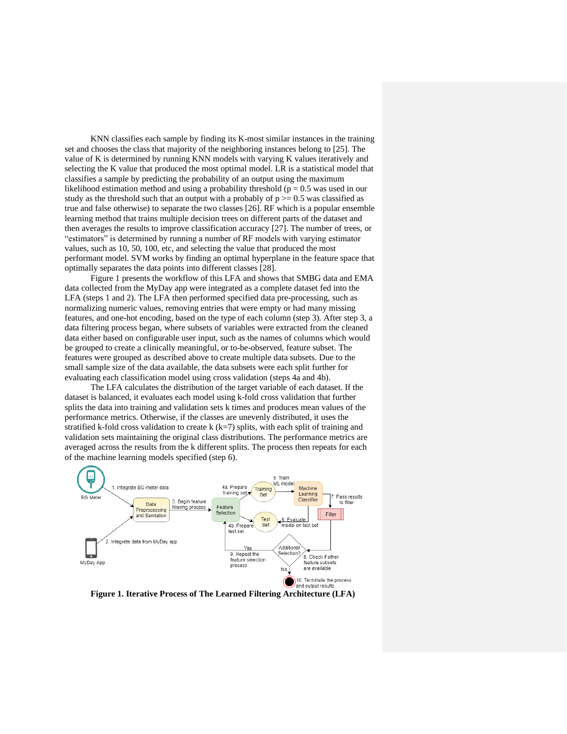KNN classifies each sample by finding its K-most similar instances in the training set and chooses the class that majority of the neighboring instances belong to [25]. The value of K is determined by running KNN models with varying K values iteratively and selecting the K value that produced the most optimal model. LR is a statistical model that classifies a sample by predicting the probability of an output using the maximum likelihood estimation method and using a probability threshold (p = 0.5 was used in our study as the threshold such that an output with a probably of p >= 0.5 was classified as true and false otherwise) to separate the two classes [26]. RF which is a popular ensemble learning method that trains multiple decision trees on different parts of the dataset and then averages the results to improve classification accuracy [27]. The number of trees, or "estimators" is determined by running a number of RF models with varying estimator values, such as 10, 50, 100, etc, and selecting the value that produced the most performant model. SVM works by finding an optimal hyperplane in the feature space that optimally separates the data points into different classes [28].

Figure 1 presents the workflow of this LFA and shows that SMBG data and EMA data collected from the MyDay app were integrated as a complete dataset fed into the LFA (steps 1 and 2). The LFA then performed specified data pre-processing, such as normalizing numeric values, removing entries that were empty or had many missing features, and one-hot encoding, based on the type of each column (step 3). After step 3, a data filtering process began, where subsets of variables were extracted from the cleaned data either based on configurable user input, such as the names of columns which would be grouped to create a clinically meaningful, or to-be-observed, feature subset. The features were grouped as described above to create multiple data subsets. Due to the small sample size of the data available, the data subsets were each split further for evaluating each classification model using cross validation (steps 4a and 4b).

The LFA calculates the distribution of the target variable of each dataset. If the dataset is balanced, it evaluates each model using k-fold cross validation that further splits the data into training and validation sets k times and produces mean values of the performance metrics. Otherwise, if the classes are unevenly distributed, it uses the stratified k-fold cross validation to create k (k=7) splits, with each split of training and validation sets maintaining the original class distributions. The performance metrics are averaged across the results from the k different splits. The process then repeats for each of the machine learning models specified (step 6).

**Figure 1. Iterative Process of The Learned Filtering Architecture (LFA)**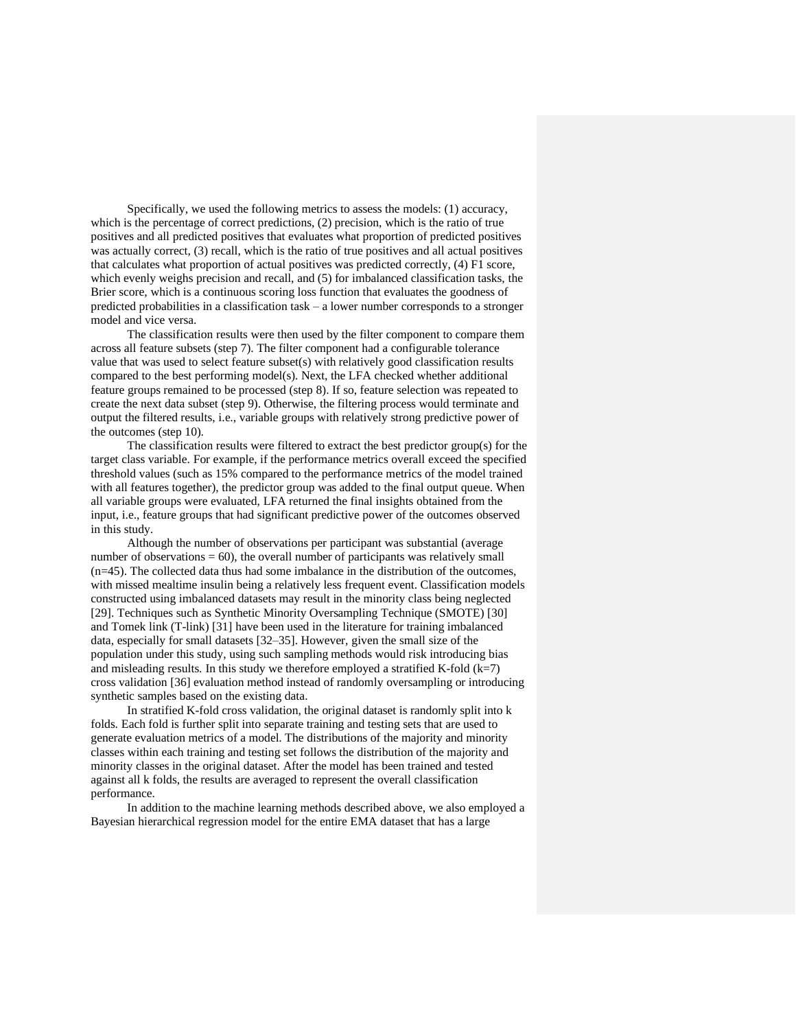Specifically, we used the following metrics to assess the models: (1) accuracy, which is the percentage of correct predictions, (2) precision, which is the ratio of true positives and all predicted positives that evaluates what proportion of predicted positives was actually correct, (3) recall, which is the ratio of true positives and all actual positives that calculates what proportion of actual positives was predicted correctly, (4) F1 score, which evenly weighs precision and recall, and (5) for imbalanced classification tasks, the Brier score, which is a continuous scoring loss function that evaluates the goodness of predicted probabilities in a classification task – a lower number corresponds to a stronger model and vice versa.

The classification results were then used by the filter component to compare them across all feature subsets (step 7). The filter component had a configurable tolerance value that was used to select feature subset(s) with relatively good classification results compared to the best performing model(s). Next, the LFA checked whether additional feature groups remained to be processed (step 8). If so, feature selection was repeated to create the next data subset (step 9). Otherwise, the filtering process would terminate and output the filtered results, i.e., variable groups with relatively strong predictive power of the outcomes (step 10).

The classification results were filtered to extract the best predictor group(s) for the target class variable. For example, if the performance metrics overall exceed the specified threshold values (such as 15% compared to the performance metrics of the model trained with all features together), the predictor group was added to the final output queue. When all variable groups were evaluated, LFA returned the final insights obtained from the input, i.e., feature groups that had significant predictive power of the outcomes observed in this study.

Although the number of observations per participant was substantial (average number of observations = 60), the overall number of participants was relatively small (n=45). The collected data thus had some imbalance in the distribution of the outcomes, with missed mealtime insulin being a relatively less frequent event. Classification models constructed using imbalanced datasets may result in the minority class being neglected [29]. Techniques such as Synthetic Minority Oversampling Technique (SMOTE) [30] and Tomek link (T-link) [31] have been used in the literature for training imbalanced data, especially for small datasets [32–35]. However, given the small size of the population under this study, using such sampling methods would risk introducing bias and misleading results. In this study we therefore employed a stratified K-fold (k=7) cross validation [36] evaluation method instead of randomly oversampling or introducing synthetic samples based on the existing data.

In stratified K-fold cross validation, the original dataset is randomly split into k folds. Each fold is further split into separate training and testing sets that are used to generate evaluation metrics of a model. The distributions of the majority and minority classes within each training and testing set follows the distribution of the majority and minority classes in the original dataset. After the model has been trained and tested against all k folds, the results are averaged to represent the overall classification performance.

In addition to the machine learning methods described above, we also employed a Bayesian hierarchical regression model for the entire EMA dataset that has a large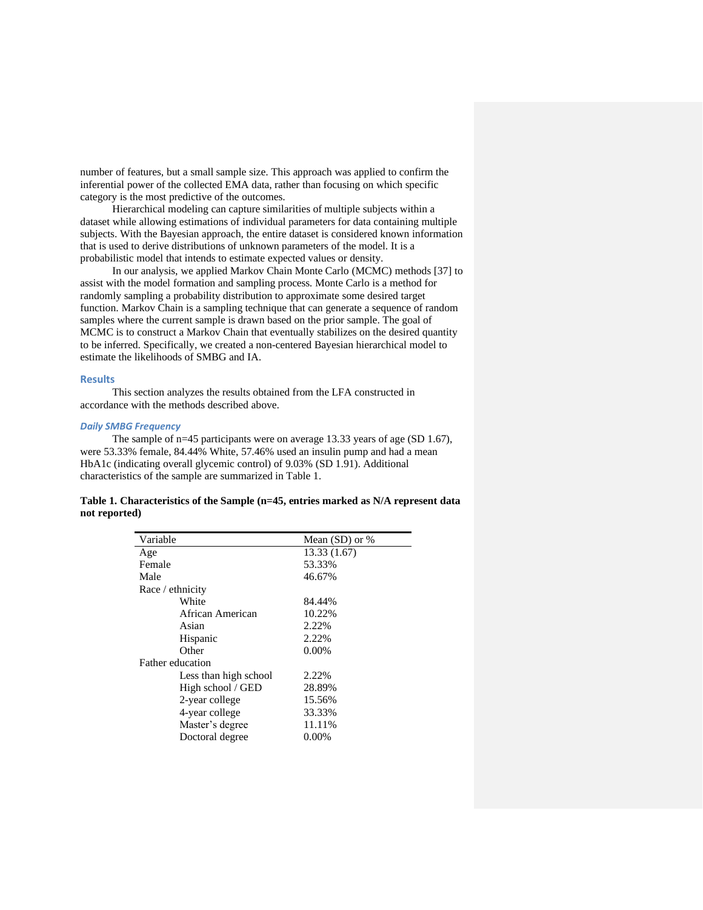number of features, but a small sample size. This approach was applied to confirm the inferential power of the collected EMA data, rather than focusing on which specific category is the most predictive of the outcomes.

Hierarchical modeling can capture similarities of multiple subjects within a dataset while allowing estimations of individual parameters for data containing multiple subjects. With the Bayesian approach, the entire dataset is considered known information that is used to derive distributions of unknown parameters of the model. It is a probabilistic model that intends to estimate expected values or density.

In our analysis, we applied Markov Chain Monte Carlo (MCMC) methods [37] to assist with the model formation and sampling process. Monte Carlo is a method for randomly sampling a probability distribution to approximate some desired target function. Markov Chain is a sampling technique that can generate a sequence of random samples where the current sample is drawn based on the prior sample. The goal of MCMC is to construct a Markov Chain that eventually stabilizes on the desired quantity to be inferred. Specifically, we created a non-centered Bayesian hierarchical model to estimate the likelihoods of SMBG and IA.

## Results

This section analyzes the results obtained from the LFA constructed in accordance with the methods described above.

### *Daily SMBG Frequency*

The sample of n=45 participants were on average 13.33 years of age (SD 1.67), were 53.33% female, 84.44% White, 57.46% used an insulin pump and had a mean HbA1c (indicating overall glycemic control) of 9.03% (SD 1.91). Additional characteristics of the sample are summarized in Table 1.

**Table 1. Characteristics of the Sample (n=45, entries marked as N/A represent data not reported)**

| Variable | Mean (SD) or % |
|---|---|
| Age | 13.33 (1.67) |
| Female | 53.33% |
| Male | 46.67% |
| Race / ethnicity | |
| White | 84.44% |
| African American | 10.22% |
| Asian | 2.22% |
| Hispanic | 2.22% |
| Other | 0.00% |
| Father education | |
| Less than high school | 2.22% |
| High school / GED | 28.89% |
| 2-year college | 15.56% |
| 4-year college | 33.33% |
| Master's degree | 11.11% |
| Doctoral degree | 0.00% |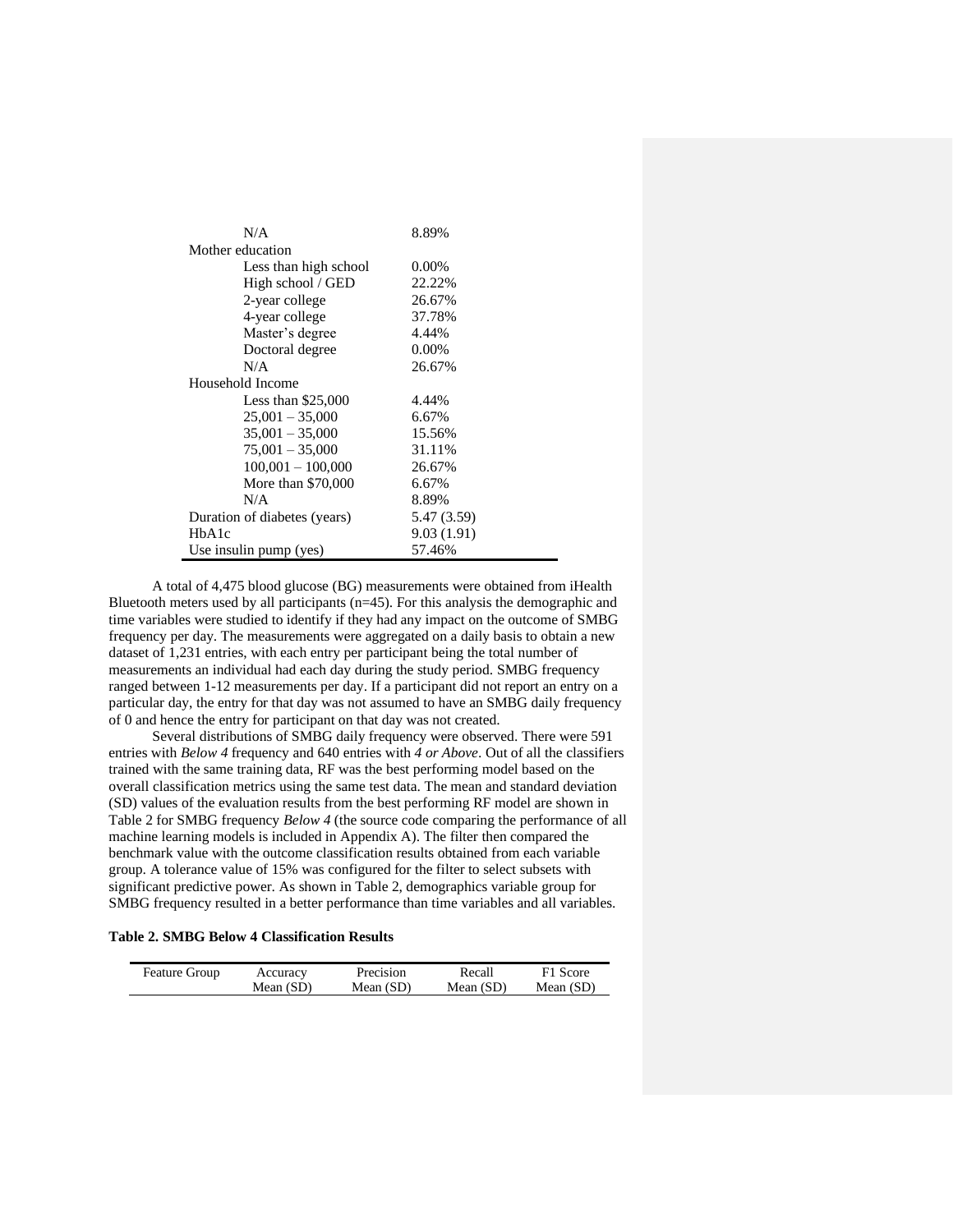| | |
|---|---|
| N/A | 8.89% |
| Mother education | |
| Less than high school | 0.00% |
| High school / GED | 22.22% |
| 2-year college | 26.67% |
| 4-year college | 37.78% |
| Master's degree | 4.44% |
| Doctoral degree | 0.00% |
| N/A | 26.67% |
| Household Income | |
| Less than $25,000 | 4.44% |
| 25,001 – 35,000 | 6.67% |
| 35,001 – 35,000 | 15.56% |
| 75,001 – 35,000 | 31.11% |
| 100,001 – 100,000 | 26.67% |
| More than $70,000 | 6.67% |
| N/A | 8.89% |
| Duration of diabetes (years) | 5.47 (3.59) |
| HbA1c | 9.03 (1.91) |
| Use insulin pump (yes) | 57.46% |

A total of 4,475 blood glucose (BG) measurements were obtained from iHealth Bluetooth meters used by all participants (n=45). For this analysis the demographic and time variables were studied to identify if they had any impact on the outcome of SMBG frequency per day. The measurements were aggregated on a daily basis to obtain a new dataset of 1,231 entries, with each entry per participant being the total number of measurements an individual had each day during the study period. SMBG frequency ranged between 1-12 measurements per day. If a participant did not report an entry on a particular day, the entry for that day was not assumed to have an SMBG daily frequency of 0 and hence the entry for participant on that day was not created.

Several distributions of SMBG daily frequency were observed. There were 591 entries with *Below 4* frequency and 640 entries with *4 or Above*. Out of all the classifiers trained with the same training data, RF was the best performing model based on the overall classification metrics using the same test data. The mean and standard deviation (SD) values of the evaluation results from the best performing RF model are shown in Table 2 for SMBG frequency *Below 4* (the source code comparing the performance of all machine learning models is included in Appendix A). The filter then compared the benchmark value with the outcome classification results obtained from each variable group. A tolerance value of 15% was configured for the filter to select subsets with significant predictive power. As shown in Table 2, demographics variable group for SMBG frequency resulted in a better performance than time variables and all variables.

**Table 2. SMBG Below 4 Classification Results**

| Feature Group | Accuracy Mean (SD) | Precision Mean (SD) | Recall Mean (SD) | F1 Score Mean (SD) |
|---|---|---|---|---|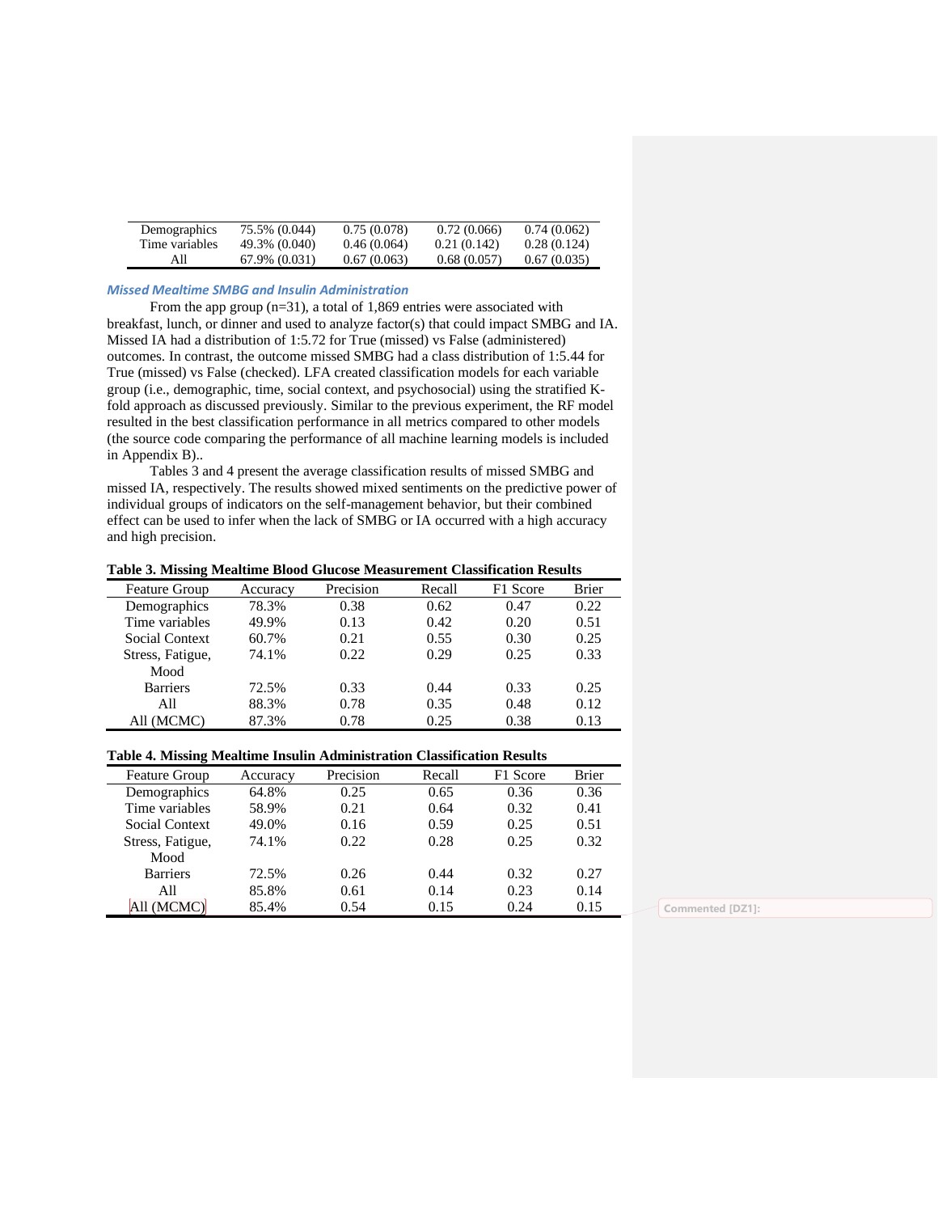| Demographics | 75.5% (0.044) | 0.75 (0.078) | 0.72 (0.066) | 0.74 (0.062) |
|---|---|---|---|---|
| Time variables | 49.3% (0.040) | 0.46 (0.064) | 0.21 (0.142) | 0.28 (0.124) |
| All | 67.9% (0.031) | 0.67 (0.063) | 0.68 (0.057) | 0.67 (0.035) |

### *Missed Mealtime SMBG and Insulin Administration*

From the app group (n=31), a total of 1,869 entries were associated with breakfast, lunch, or dinner and used to analyze factor(s) that could impact SMBG and IA. Missed IA had a distribution of 1:5.72 for True (missed) vs False (administered) outcomes. In contrast, the outcome missed SMBG had a class distribution of 1:5.44 for True (missed) vs False (checked). LFA created classification models for each variable group (i.e., demographic, time, social context, and psychosocial) using the stratified K-fold approach as discussed previously. Similar to the previous experiment, the RF model resulted in the best classification performance in all metrics compared to other models (the source code comparing the performance of all machine learning models is included in Appendix B)..

Tables 3 and 4 present the average classification results of missed SMBG and missed IA, respectively. The results showed mixed sentiments on the predictive power of individual groups of indicators on the self-management behavior, but their combined effect can be used to infer when the lack of SMBG or IA occurred with a high accuracy and high precision.

**Table 3. Missing Mealtime Blood Glucose Measurement Classification Results**

| Feature Group | Accuracy | Precision | Recall | F1 Score | Brier |
|---|---|---|---|---|---|
| Demographics | 78.3% | 0.38 | 0.62 | 0.47 | 0.22 |
| Time variables | 49.9% | 0.13 | 0.42 | 0.20 | 0.51 |
| Social Context | 60.7% | 0.21 | 0.55 | 0.30 | 0.25 |
| Stress, Fatigue, Mood | 74.1% | 0.22 | 0.29 | 0.25 | 0.33 |
| Barriers | 72.5% | 0.33 | 0.44 | 0.33 | 0.25 |
| All | 88.3% | 0.78 | 0.35 | 0.48 | 0.12 |
| All (MCMC) | 87.3% | 0.78 | 0.25 | 0.38 | 0.13 |

**Table 4. Missing Mealtime Insulin Administration Classification Results**

| Feature Group | Accuracy | Precision | Recall | F1 Score | Brier |
|---|---|---|---|---|---|
| Demographics | 64.8% | 0.25 | 0.65 | 0.36 | 0.36 |
| Time variables | 58.9% | 0.21 | 0.64 | 0.32 | 0.41 |
| Social Context | 49.0% | 0.16 | 0.59 | 0.25 | 0.51 |
| Stress, Fatigue, Mood | 74.1% | 0.22 | 0.28 | 0.25 | 0.32 |
| Barriers | 72.5% | 0.26 | 0.44 | 0.32 | 0.27 |
| All | 85.8% | 0.61 | 0.14 | 0.23 | 0.14 |
| All (MCMC) | 85.4% | 0.54 | 0.15 | 0.24 | 0.15 |

Commented [DZ1]: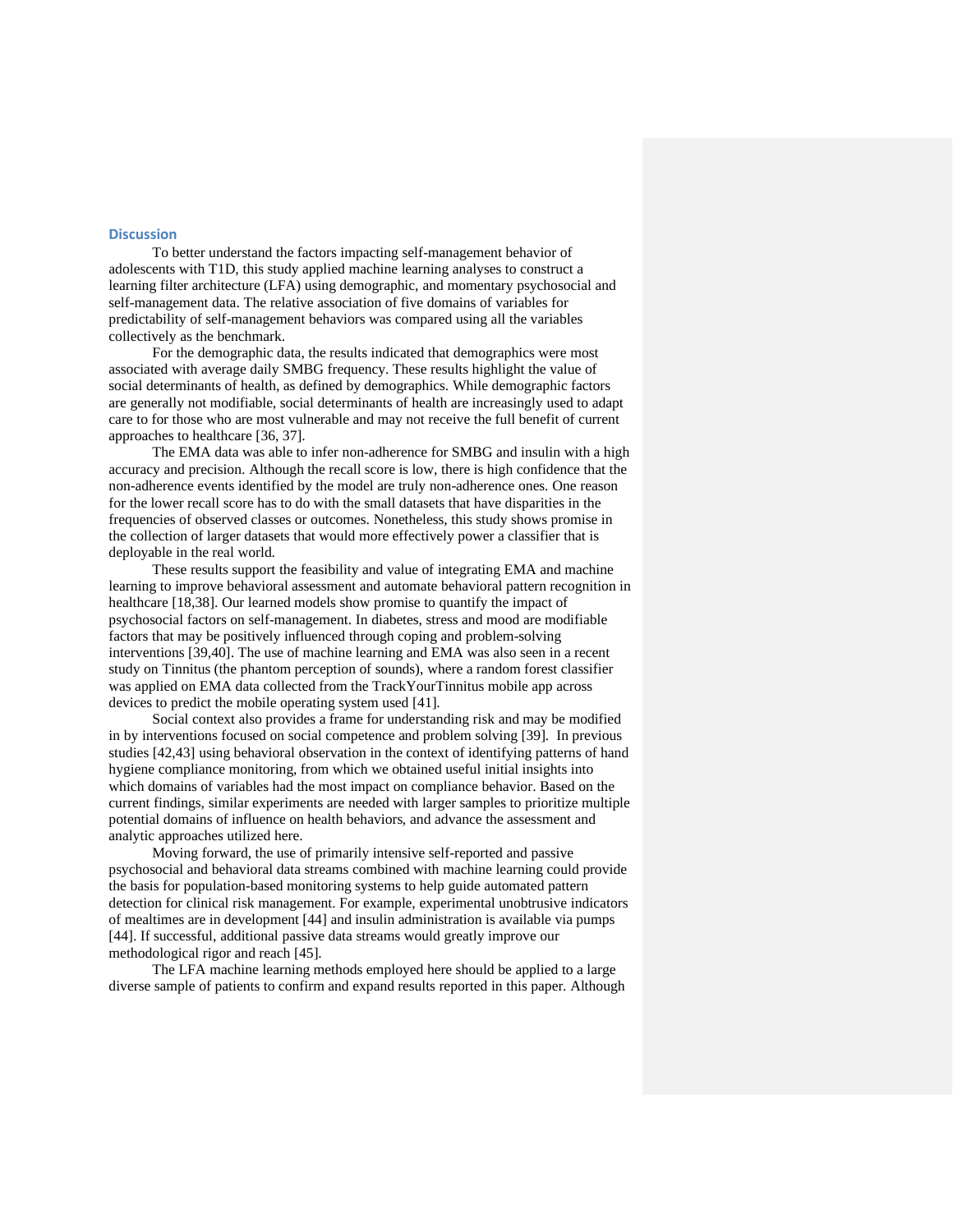## Discussion

To better understand the factors impacting self-management behavior of adolescents with T1D, this study applied machine learning analyses to construct a learning filter architecture (LFA) using demographic, and momentary psychosocial and self-management data. The relative association of five domains of variables for predictability of self-management behaviors was compared using all the variables collectively as the benchmark.

For the demographic data, the results indicated that demographics were most associated with average daily SMBG frequency. These results highlight the value of social determinants of health, as defined by demographics. While demographic factors are generally not modifiable, social determinants of health are increasingly used to adapt care to for those who are most vulnerable and may not receive the full benefit of current approaches to healthcare [36, 37].

The EMA data was able to infer non-adherence for SMBG and insulin with a high accuracy and precision. Although the recall score is low, there is high confidence that the non-adherence events identified by the model are truly non-adherence ones. One reason for the lower recall score has to do with the small datasets that have disparities in the frequencies of observed classes or outcomes. Nonetheless, this study shows promise in the collection of larger datasets that would more effectively power a classifier that is deployable in the real world.

These results support the feasibility and value of integrating EMA and machine learning to improve behavioral assessment and automate behavioral pattern recognition in healthcare [18,38]. Our learned models show promise to quantify the impact of psychosocial factors on self-management. In diabetes, stress and mood are modifiable factors that may be positively influenced through coping and problem-solving interventions [39,40]. The use of machine learning and EMA was also seen in a recent study on Tinnitus (the phantom perception of sounds), where a random forest classifier was applied on EMA data collected from the TrackYourTinnitus mobile app across devices to predict the mobile operating system used [41].

Social context also provides a frame for understanding risk and may be modified in by interventions focused on social competence and problem solving [39]. In previous studies [42,43] using behavioral observation in the context of identifying patterns of hand hygiene compliance monitoring, from which we obtained useful initial insights into which domains of variables had the most impact on compliance behavior. Based on the current findings, similar experiments are needed with larger samples to prioritize multiple potential domains of influence on health behaviors, and advance the assessment and analytic approaches utilized here.

Moving forward, the use of primarily intensive self-reported and passive psychosocial and behavioral data streams combined with machine learning could provide the basis for population-based monitoring systems to help guide automated pattern detection for clinical risk management. For example, experimental unobtrusive indicators of mealtimes are in development [44] and insulin administration is available via pumps [44]. If successful, additional passive data streams would greatly improve our methodological rigor and reach [45].

The LFA machine learning methods employed here should be applied to a large diverse sample of patients to confirm and expand results reported in this paper. Although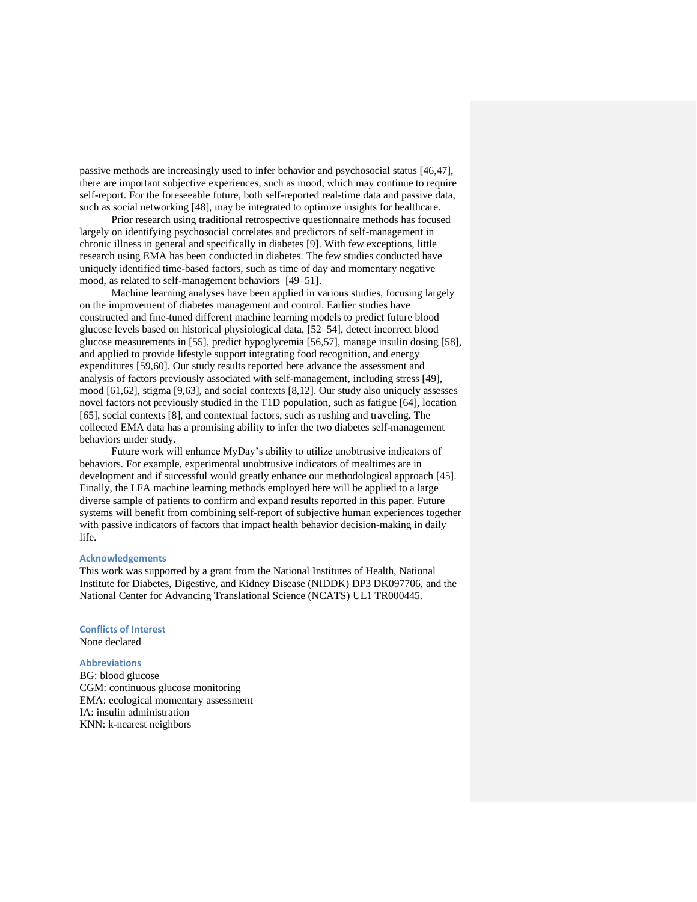passive methods are increasingly used to infer behavior and psychosocial status [46,47], there are important subjective experiences, such as mood, which may continue to require self-report. For the foreseeable future, both self-reported real-time data and passive data, such as social networking [48], may be integrated to optimize insights for healthcare.

Prior research using traditional retrospective questionnaire methods has focused largely on identifying psychosocial correlates and predictors of self-management in chronic illness in general and specifically in diabetes [9]. With few exceptions, little research using EMA has been conducted in diabetes. The few studies conducted have uniquely identified time-based factors, such as time of day and momentary negative mood, as related to self-management behaviors [49–51].

Machine learning analyses have been applied in various studies, focusing largely on the improvement of diabetes management and control. Earlier studies have constructed and fine-tuned different machine learning models to predict future blood glucose levels based on historical physiological data, [52–54], detect incorrect blood glucose measurements in [55], predict hypoglycemia [56,57], manage insulin dosing [58], and applied to provide lifestyle support integrating food recognition, and energy expenditures [59,60]. Our study results reported here advance the assessment and analysis of factors previously associated with self-management, including stress [49], mood [61,62], stigma [9,63], and social contexts [8,12]. Our study also uniquely assesses novel factors not previously studied in the T1D population, such as fatigue [64], location [65], social contexts [8], and contextual factors, such as rushing and traveling. The collected EMA data has a promising ability to infer the two diabetes self-management behaviors under study.

Future work will enhance MyDay's ability to utilize unobtrusive indicators of behaviors. For example, experimental unobtrusive indicators of mealtimes are in development and if successful would greatly enhance our methodological approach [45]. Finally, the LFA machine learning methods employed here will be applied to a large diverse sample of patients to confirm and expand results reported in this paper. Future systems will benefit from combining self-report of subjective human experiences together with passive indicators of factors that impact health behavior decision-making in daily life.

## Acknowledgements

This work was supported by a grant from the National Institutes of Health, National Institute for Diabetes, Digestive, and Kidney Disease (NIDDK) DP3 DK097706, and the National Center for Advancing Translational Science (NCATS) UL1 TR000445.

## Conflicts of Interest

None declared

## Abbreviations

BG: blood glucose
CGM: continuous glucose monitoring
EMA: ecological momentary assessment
IA: insulin administration
KNN: k-nearest neighbors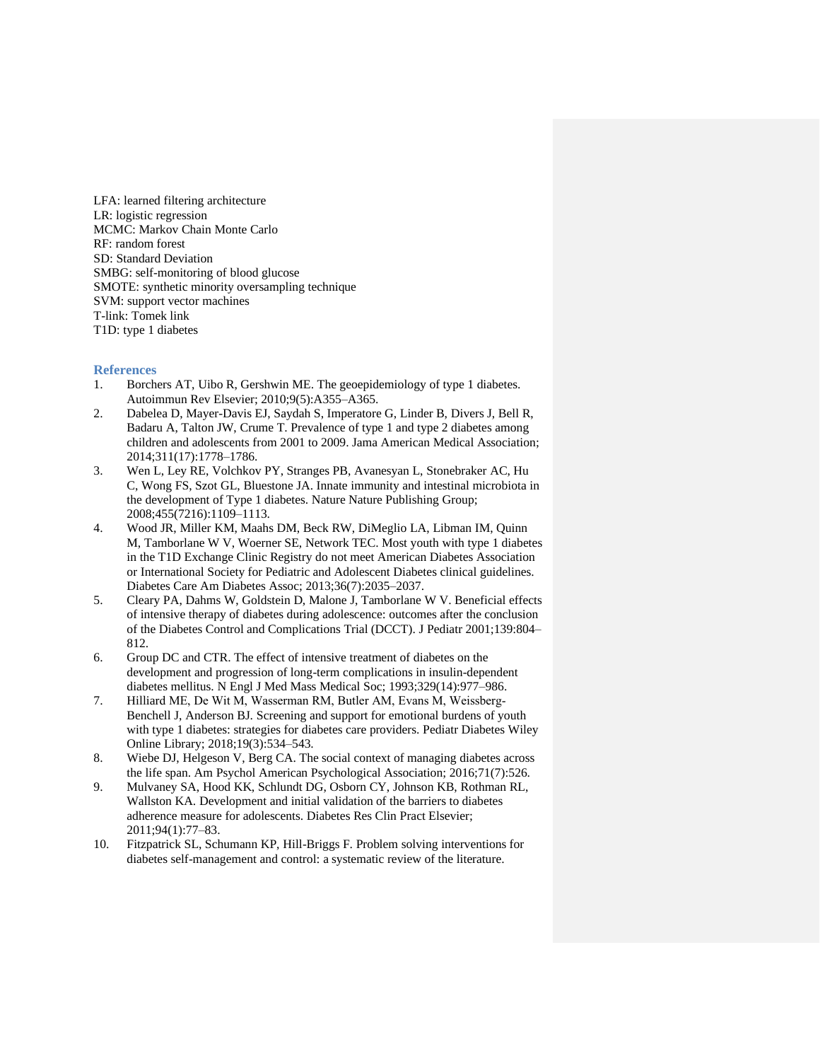LFA: learned filtering architecture
LR: logistic regression
MCMC: Markov Chain Monte Carlo
RF: random forest
SD: Standard Deviation
SMBG: self-monitoring of blood glucose
SMOTE: synthetic minority oversampling technique
SVM: support vector machines
T-link: Tomek link
T1D: type 1 diabetes

## References

1. Borchers AT, Uibo R, Gershwin ME. The geoepidemiology of type 1 diabetes. Autoimmun Rev Elsevier; 2010;9(5):A355–A365.
2. Dabelea D, Mayer-Davis EJ, Saydah S, Imperatore G, Linder B, Divers J, Bell R, Badaru A, Talton JW, Crume T. Prevalence of type 1 and type 2 diabetes among children and adolescents from 2001 to 2009. Jama American Medical Association; 2014;311(17):1778–1786.
3. Wen L, Ley RE, Volchkov PY, Stranges PB, Avanesyan L, Stonebraker AC, Hu C, Wong FS, Szot GL, Bluestone JA. Innate immunity and intestinal microbiota in the development of Type 1 diabetes. Nature Nature Publishing Group; 2008;455(7216):1109–1113.
4. Wood JR, Miller KM, Maahs DM, Beck RW, DiMeglio LA, Libman IM, Quinn M, Tamborlane W V, Woerner SE, Network TEC. Most youth with type 1 diabetes in the T1D Exchange Clinic Registry do not meet American Diabetes Association or International Society for Pediatric and Adolescent Diabetes clinical guidelines. Diabetes Care Am Diabetes Assoc; 2013;36(7):2035–2037.
5. Cleary PA, Dahms W, Goldstein D, Malone J, Tamborlane W V. Beneficial effects of intensive therapy of diabetes during adolescence: outcomes after the conclusion of the Diabetes Control and Complications Trial (DCCT). J Pediatr 2001;139:804–812.
6. Group DC and CTR. The effect of intensive treatment of diabetes on the development and progression of long-term complications in insulin-dependent diabetes mellitus. N Engl J Med Mass Medical Soc; 1993;329(14):977–986.
7. Hilliard ME, De Wit M, Wasserman RM, Butler AM, Evans M, Weissberg-Benchell J, Anderson BJ. Screening and support for emotional burdens of youth with type 1 diabetes: strategies for diabetes care providers. Pediatr Diabetes Wiley Online Library; 2018;19(3):534–543.
8. Wiebe DJ, Helgeson V, Berg CA. The social context of managing diabetes across the life span. Am Psychol American Psychological Association; 2016;71(7):526.
9. Mulvaney SA, Hood KK, Schlundt DG, Osborn CY, Johnson KB, Rothman RL, Wallston KA. Development and initial validation of the barriers to diabetes adherence measure for adolescents. Diabetes Res Clin Pract Elsevier; 2011;94(1):77–83.
10. Fitzpatrick SL, Schumann KP, Hill-Briggs F. Problem solving interventions for diabetes self-management and control: a systematic review of the literature.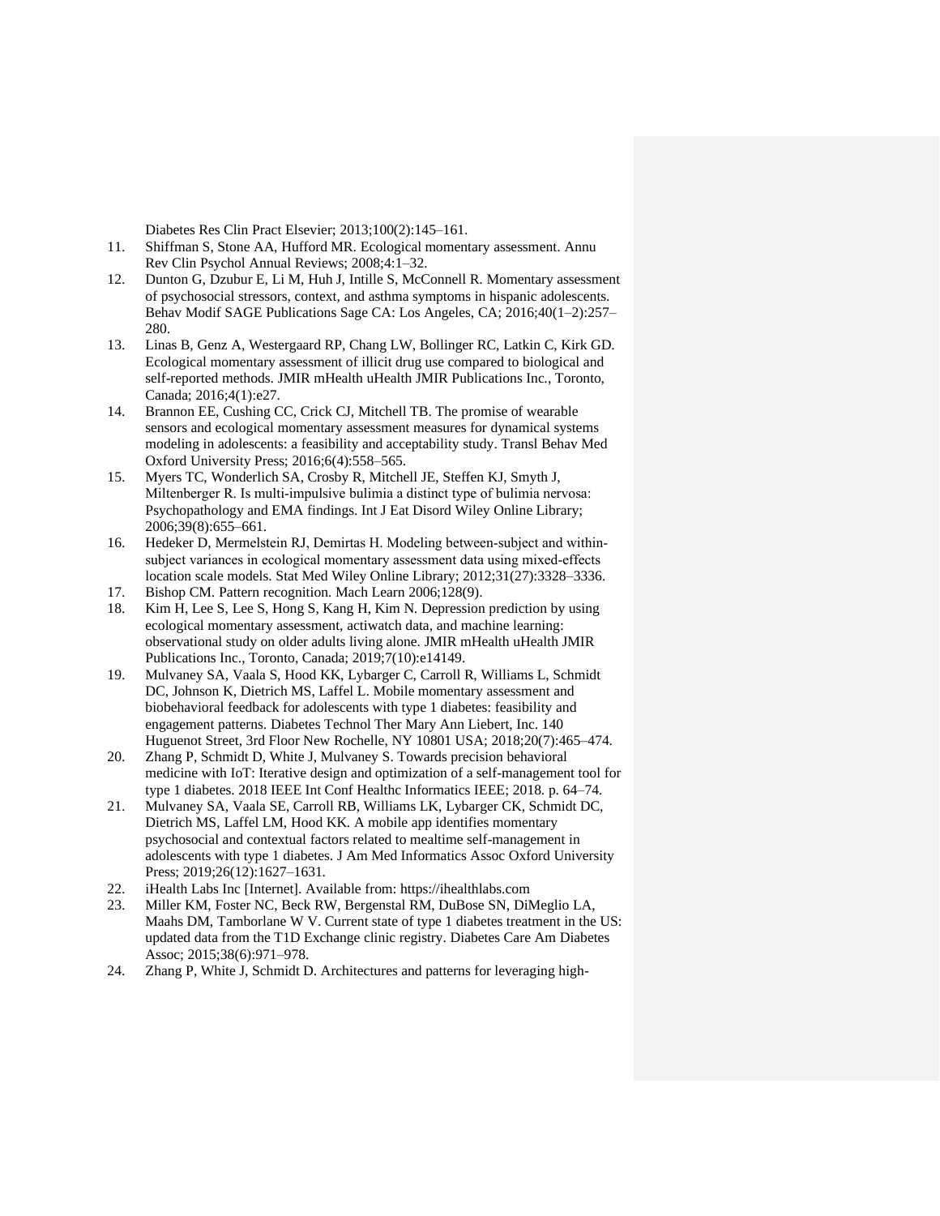Diabetes Res Clin Pract Elsevier; 2013;100(2):145–161.

11. Shiffman S, Stone AA, Hufford MR. Ecological momentary assessment. Annu Rev Clin Psychol Annual Reviews; 2008;4:1–32.
12. Dunton G, Dzubur E, Li M, Huh J, Intille S, McConnell R. Momentary assessment of psychosocial stressors, context, and asthma symptoms in hispanic adolescents. Behav Modif SAGE Publications Sage CA: Los Angeles, CA; 2016;40(1–2):257–280.
13. Linas B, Genz A, Westergaard RP, Chang LW, Bollinger RC, Latkin C, Kirk GD. Ecological momentary assessment of illicit drug use compared to biological and self-reported methods. JMIR mHealth uHealth JMIR Publications Inc., Toronto, Canada; 2016;4(1):e27.
14. Brannon EE, Cushing CC, Crick CJ, Mitchell TB. The promise of wearable sensors and ecological momentary assessment measures for dynamical systems modeling in adolescents: a feasibility and acceptability study. Transl Behav Med Oxford University Press; 2016;6(4):558–565.
15. Myers TC, Wonderlich SA, Crosby R, Mitchell JE, Steffen KJ, Smyth J, Miltenberger R. Is multi-impulsive bulimia a distinct type of bulimia nervosa: Psychopathology and EMA findings. Int J Eat Disord Wiley Online Library; 2006;39(8):655–661.
16. Hedeker D, Mermelstein RJ, Demirtas H. Modeling between-subject and within-subject variances in ecological momentary assessment data using mixed-effects location scale models. Stat Med Wiley Online Library; 2012;31(27):3328–3336.
17. Bishop CM. Pattern recognition. Mach Learn 2006;128(9).
18. Kim H, Lee S, Lee S, Hong S, Kang H, Kim N. Depression prediction by using ecological momentary assessment, actiwatch data, and machine learning: observational study on older adults living alone. JMIR mHealth uHealth JMIR Publications Inc., Toronto, Canada; 2019;7(10):e14149.
19. Mulvaney SA, Vaala S, Hood KK, Lybarger C, Carroll R, Williams L, Schmidt DC, Johnson K, Dietrich MS, Laffel L. Mobile momentary assessment and biobehavioral feedback for adolescents with type 1 diabetes: feasibility and engagement patterns. Diabetes Technol Ther Mary Ann Liebert, Inc. 140 Huguenot Street, 3rd Floor New Rochelle, NY 10801 USA; 2018;20(7):465–474.
20. Zhang P, Schmidt D, White J, Mulvaney S. Towards precision behavioral medicine with IoT: Iterative design and optimization of a self-management tool for type 1 diabetes. 2018 IEEE Int Conf Healthc Informatics IEEE; 2018. p. 64–74.
21. Mulvaney SA, Vaala SE, Carroll RB, Williams LK, Lybarger CK, Schmidt DC, Dietrich MS, Laffel LM, Hood KK. A mobile app identifies momentary psychosocial and contextual factors related to mealtime self-management in adolescents with type 1 diabetes. J Am Med Informatics Assoc Oxford University Press; 2019;26(12):1627–1631.
22. iHealth Labs Inc [Internet]. Available from: https://ihealthlabs.com
23. Miller KM, Foster NC, Beck RW, Bergenstal RM, DuBose SN, DiMeglio LA, Maahs DM, Tamborlane W V. Current state of type 1 diabetes treatment in the US: updated data from the T1D Exchange clinic registry. Diabetes Care Am Diabetes Assoc; 2015;38(6):971–978.
24. Zhang P, White J, Schmidt D. Architectures and patterns for leveraging high-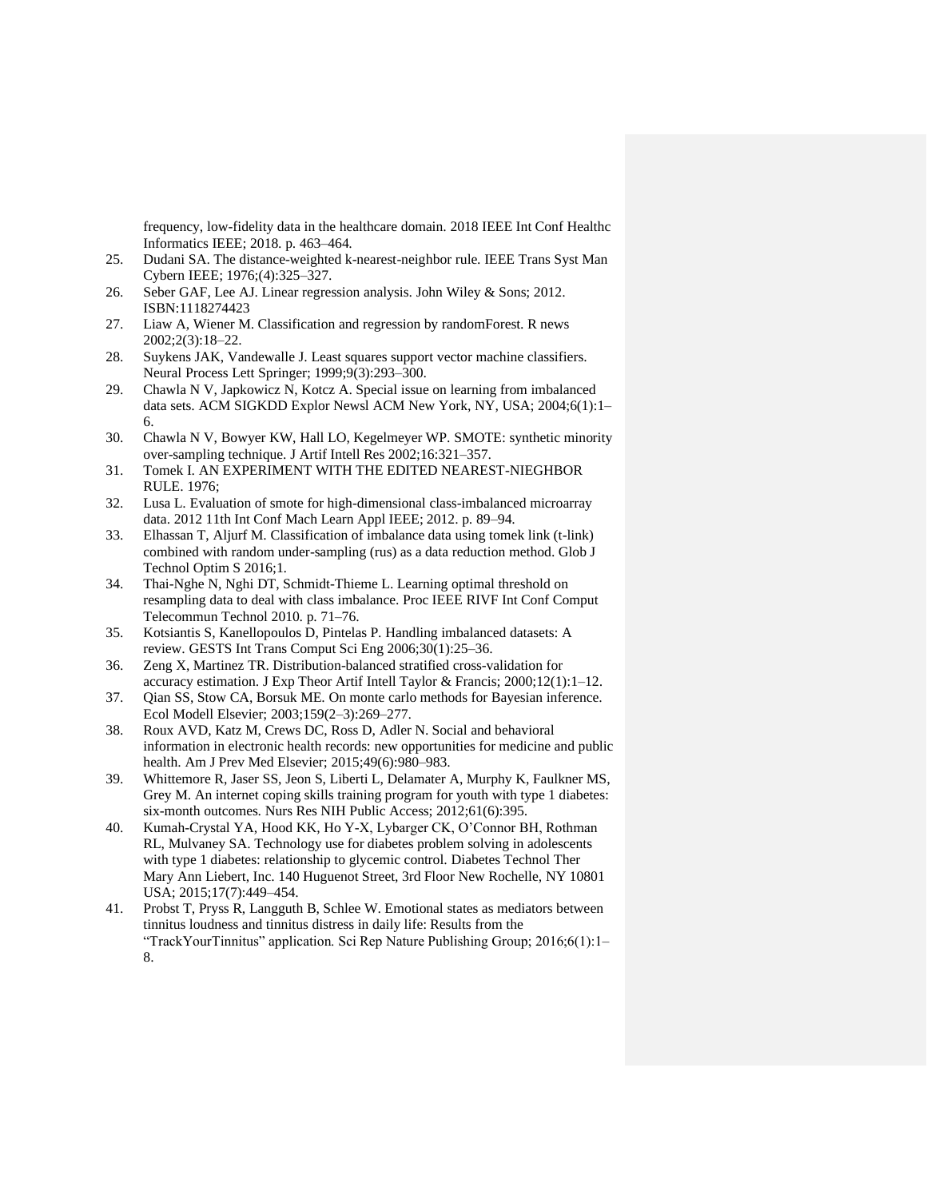frequency, low-fidelity data in the healthcare domain. 2018 IEEE Int Conf Healthc Informatics IEEE; 2018. p. 463–464.

25. Dudani SA. The distance-weighted k-nearest-neighbor rule. IEEE Trans Syst Man Cybern IEEE; 1976;(4):325–327.
26. Seber GAF, Lee AJ. Linear regression analysis. John Wiley & Sons; 2012. ISBN:1118274423
27. Liaw A, Wiener M. Classification and regression by randomForest. R news 2002;2(3):18–22.
28. Suykens JAK, Vandewalle J. Least squares support vector machine classifiers. Neural Process Lett Springer; 1999;9(3):293–300.
29. Chawla N V, Japkowicz N, Kotcz A. Special issue on learning from imbalanced data sets. ACM SIGKDD Explor Newsl ACM New York, NY, USA; 2004;6(1):1–6.
30. Chawla N V, Bowyer KW, Hall LO, Kegelmeyer WP. SMOTE: synthetic minority over-sampling technique. J Artif Intell Res 2002;16:321–357.
31. Tomek I. AN EXPERIMENT WITH THE EDITED NEAREST-NIEGHBOR RULE. 1976;
32. Lusa L. Evaluation of smote for high-dimensional class-imbalanced microarray data. 2012 11th Int Conf Mach Learn Appl IEEE; 2012. p. 89–94.
33. Elhassan T, Aljurf M. Classification of imbalance data using tomek link (t-link) combined with random under-sampling (rus) as a data reduction method. Glob J Technol Optim S 2016;1.
34. Thai-Nghe N, Nghi DT, Schmidt-Thieme L. Learning optimal threshold on resampling data to deal with class imbalance. Proc IEEE RIVF Int Conf Comput Telecommun Technol 2010. p. 71–76.
35. Kotsiantis S, Kanellopoulos D, Pintelas P. Handling imbalanced datasets: A review. GESTS Int Trans Comput Sci Eng 2006;30(1):25–36.
36. Zeng X, Martinez TR. Distribution-balanced stratified cross-validation for accuracy estimation. J Exp Theor Artif Intell Taylor & Francis; 2000;12(1):1–12.
37. Qian SS, Stow CA, Borsuk ME. On monte carlo methods for Bayesian inference. Ecol Modell Elsevier; 2003;159(2–3):269–277.
38. Roux AVD, Katz M, Crews DC, Ross D, Adler N. Social and behavioral information in electronic health records: new opportunities for medicine and public health. Am J Prev Med Elsevier; 2015;49(6):980–983.
39. Whittemore R, Jaser SS, Jeon S, Liberti L, Delamater A, Murphy K, Faulkner MS, Grey M. An internet coping skills training program for youth with type 1 diabetes: six-month outcomes. Nurs Res NIH Public Access; 2012;61(6):395.
40. Kumah-Crystal YA, Hood KK, Ho Y-X, Lybarger CK, O'Connor BH, Rothman RL, Mulvaney SA. Technology use for diabetes problem solving in adolescents with type 1 diabetes: relationship to glycemic control. Diabetes Technol Ther Mary Ann Liebert, Inc. 140 Huguenot Street, 3rd Floor New Rochelle, NY 10801 USA; 2015;17(7):449–454.
41. Probst T, Pryss R, Langguth B, Schlee W. Emotional states as mediators between tinnitus loudness and tinnitus distress in daily life: Results from the "TrackYourTinnitus" application. Sci Rep Nature Publishing Group; 2016;6(1):1–8.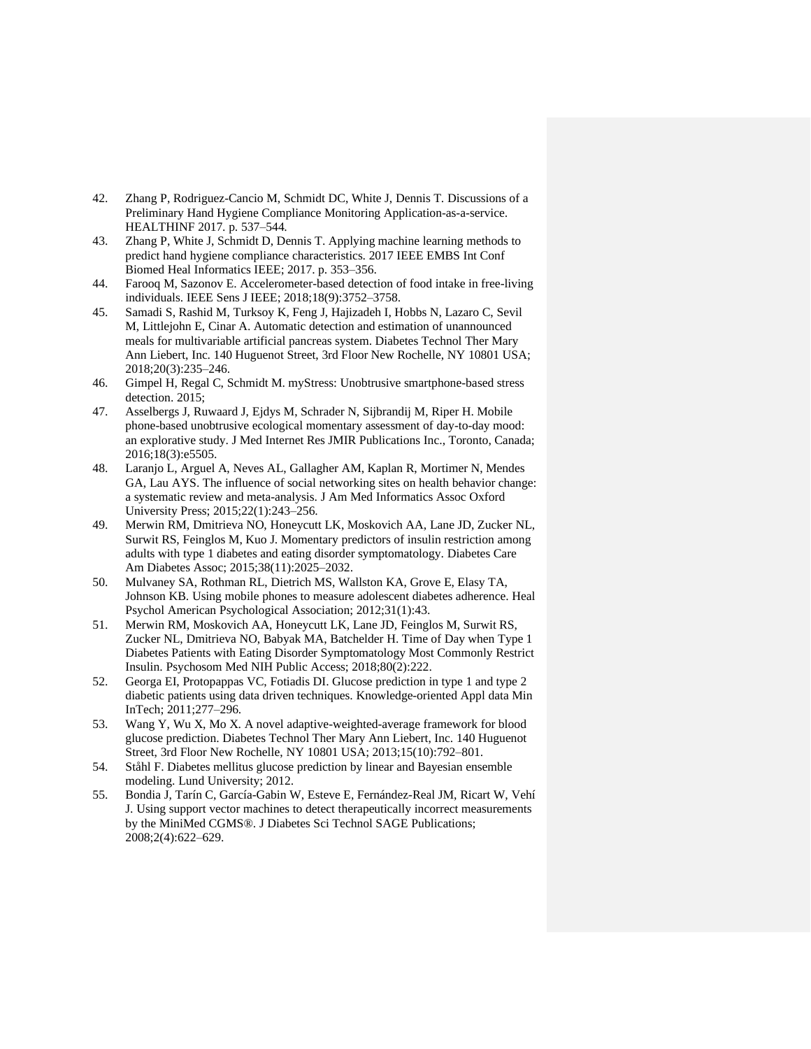42. Zhang P, Rodriguez-Cancio M, Schmidt DC, White J, Dennis T. Discussions of a Preliminary Hand Hygiene Compliance Monitoring Application-as-a-service. HEALTHINF 2017. p. 537–544.
43. Zhang P, White J, Schmidt D, Dennis T. Applying machine learning methods to predict hand hygiene compliance characteristics. 2017 IEEE EMBS Int Conf Biomed Heal Informatics IEEE; 2017. p. 353–356.
44. Farooq M, Sazonov E. Accelerometer-based detection of food intake in free-living individuals. IEEE Sens J IEEE; 2018;18(9):3752–3758.
45. Samadi S, Rashid M, Turksoy K, Feng J, Hajizadeh I, Hobbs N, Lazaro C, Sevil M, Littlejohn E, Cinar A. Automatic detection and estimation of unannounced meals for multivariable artificial pancreas system. Diabetes Technol Ther Mary Ann Liebert, Inc. 140 Huguenot Street, 3rd Floor New Rochelle, NY 10801 USA; 2018;20(3):235–246.
46. Gimpel H, Regal C, Schmidt M. myStress: Unobtrusive smartphone-based stress detection. 2015;
47. Asselbergs J, Ruwaard J, Ejdys M, Schrader N, Sijbrandij M, Riper H. Mobile phone-based unobtrusive ecological momentary assessment of day-to-day mood: an explorative study. J Med Internet Res JMIR Publications Inc., Toronto, Canada; 2016;18(3):e5505.
48. Laranjo L, Arguel A, Neves AL, Gallagher AM, Kaplan R, Mortimer N, Mendes GA, Lau AYS. The influence of social networking sites on health behavior change: a systematic review and meta-analysis. J Am Med Informatics Assoc Oxford University Press; 2015;22(1):243–256.
49. Merwin RM, Dmitrieva NO, Honeycutt LK, Moskovich AA, Lane JD, Zucker NL, Surwit RS, Feinglos M, Kuo J. Momentary predictors of insulin restriction among adults with type 1 diabetes and eating disorder symptomatology. Diabetes Care Am Diabetes Assoc; 2015;38(11):2025–2032.
50. Mulvaney SA, Rothman RL, Dietrich MS, Wallston KA, Grove E, Elasy TA, Johnson KB. Using mobile phones to measure adolescent diabetes adherence. Heal Psychol American Psychological Association; 2012;31(1):43.
51. Merwin RM, Moskovich AA, Honeycutt LK, Lane JD, Feinglos M, Surwit RS, Zucker NL, Dmitrieva NO, Babyak MA, Batchelder H. Time of Day when Type 1 Diabetes Patients with Eating Disorder Symptomatology Most Commonly Restrict Insulin. Psychosom Med NIH Public Access; 2018;80(2):222.
52. Georga EI, Protopappas VC, Fotiadis DI. Glucose prediction in type 1 and type 2 diabetic patients using data driven techniques. Knowledge-oriented Appl data Min InTech; 2011;277–296.
53. Wang Y, Wu X, Mo X. A novel adaptive-weighted-average framework for blood glucose prediction. Diabetes Technol Ther Mary Ann Liebert, Inc. 140 Huguenot Street, 3rd Floor New Rochelle, NY 10801 USA; 2013;15(10):792–801.
54. Ståhl F. Diabetes mellitus glucose prediction by linear and Bayesian ensemble modeling. Lund University; 2012.
55. Bondia J, Tarín C, García-Gabin W, Esteve E, Fernández-Real JM, Ricart W, Vehí J. Using support vector machines to detect therapeutically incorrect measurements by the MiniMed CGMS®. J Diabetes Sci Technol SAGE Publications; 2008;2(4):622–629.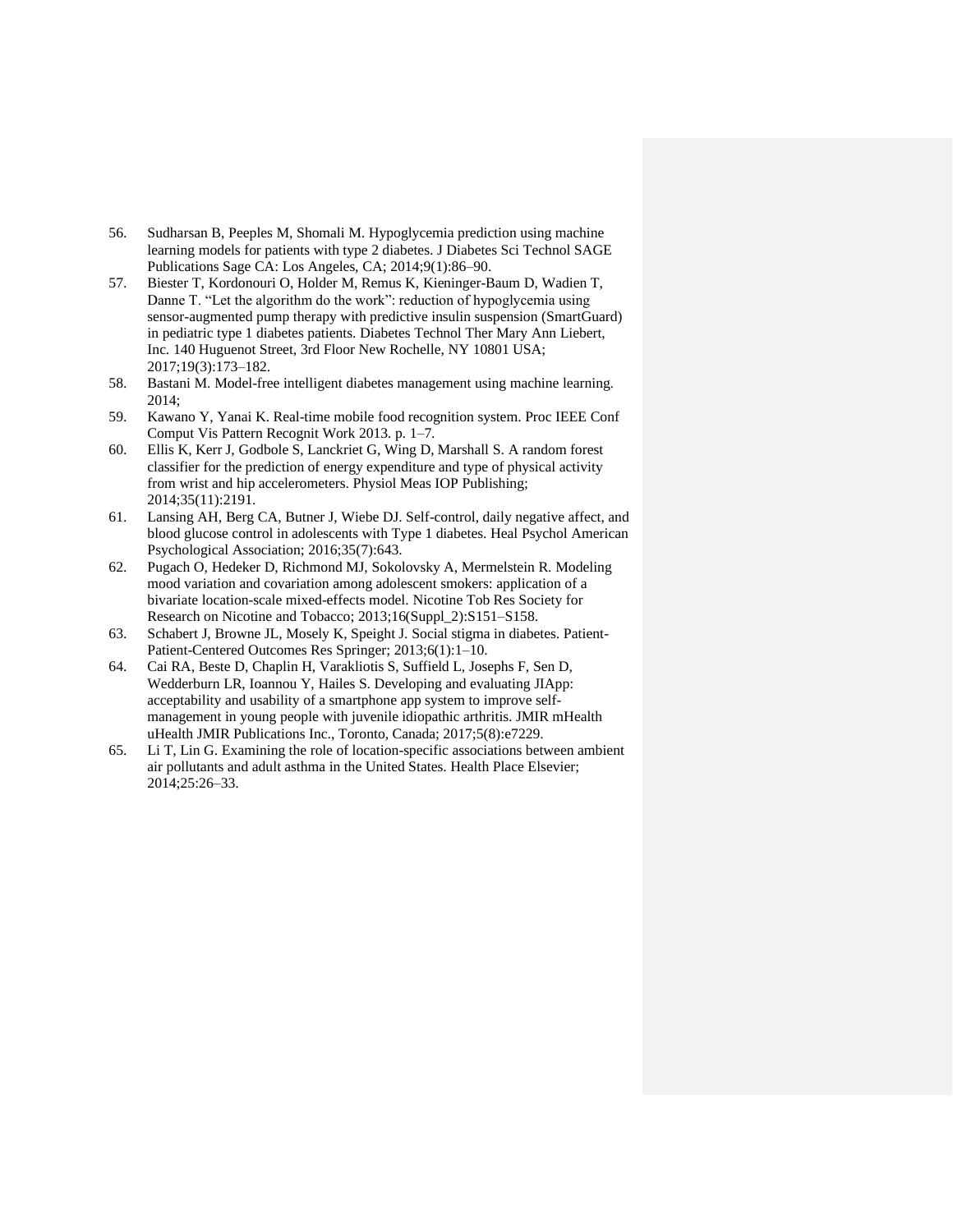56. Sudharsan B, Peeples M, Shomali M. Hypoglycemia prediction using machine learning models for patients with type 2 diabetes. J Diabetes Sci Technol SAGE Publications Sage CA: Los Angeles, CA; 2014;9(1):86–90.
57. Biester T, Kordonouri O, Holder M, Remus K, Kieninger-Baum D, Wadien T, Danne T. "Let the algorithm do the work": reduction of hypoglycemia using sensor-augmented pump therapy with predictive insulin suspension (SmartGuard) in pediatric type 1 diabetes patients. Diabetes Technol Ther Mary Ann Liebert, Inc. 140 Huguenot Street, 3rd Floor New Rochelle, NY 10801 USA; 2017;19(3):173–182.
58. Bastani M. Model-free intelligent diabetes management using machine learning. 2014;
59. Kawano Y, Yanai K. Real-time mobile food recognition system. Proc IEEE Conf Comput Vis Pattern Recognit Work 2013. p. 1–7.
60. Ellis K, Kerr J, Godbole S, Lanckriet G, Wing D, Marshall S. A random forest classifier for the prediction of energy expenditure and type of physical activity from wrist and hip accelerometers. Physiol Meas IOP Publishing; 2014;35(11):2191.
61. Lansing AH, Berg CA, Butner J, Wiebe DJ. Self-control, daily negative affect, and blood glucose control in adolescents with Type 1 diabetes. Heal Psychol American Psychological Association; 2016;35(7):643.
62. Pugach O, Hedeker D, Richmond MJ, Sokolovsky A, Mermelstein R. Modeling mood variation and covariation among adolescent smokers: application of a bivariate location-scale mixed-effects model. Nicotine Tob Res Society for Research on Nicotine and Tobacco; 2013;16(Suppl_2):S151–S158.
63. Schabert J, Browne JL, Mosely K, Speight J. Social stigma in diabetes. Patient-Patient-Centered Outcomes Res Springer; 2013;6(1):1–10.
64. Cai RA, Beste D, Chaplin H, Varakliotis S, Suffield L, Josephs F, Sen D, Wedderburn LR, Ioannou Y, Hailes S. Developing and evaluating JIApp: acceptability and usability of a smartphone app system to improve self-management in young people with juvenile idiopathic arthritis. JMIR mHealth uHealth JMIR Publications Inc., Toronto, Canada; 2017;5(8):e7229.
65. Li T, Lin G. Examining the role of location-specific associations between ambient air pollutants and adult asthma in the United States. Health Place Elsevier; 2014;25:26–33.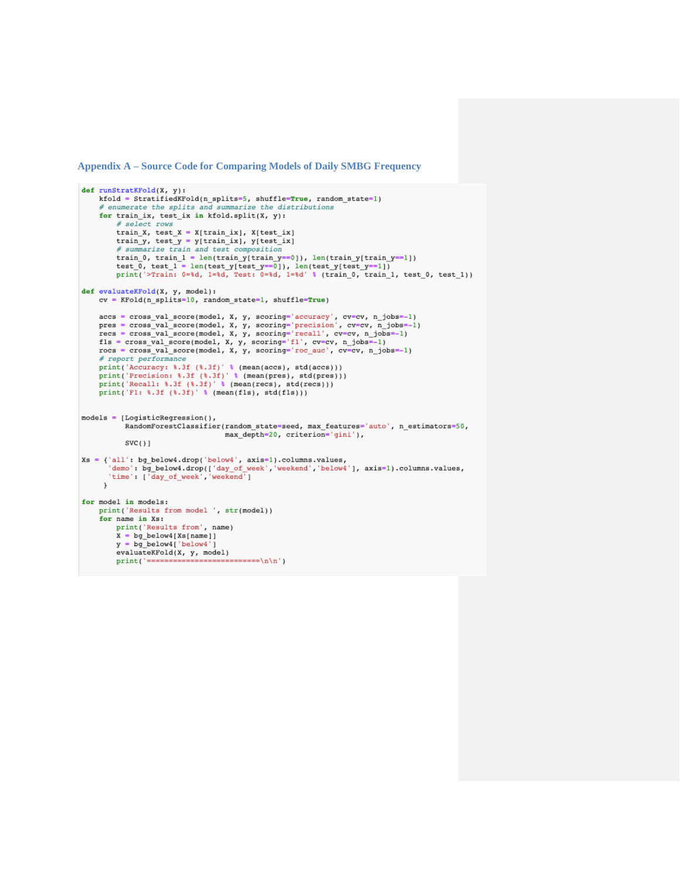## Appendix A – Source Code for Comparing Models of Daily SMBG Frequency

```
def runStratKFold(X, y):
    kfold = StratifiedKFold(n_splits=5, shuffle=True, random_state=1)
    # enumerate the splits and summarize the distributions
    for train_ix, test_ix in kfold.split(X, y):
        # select rows
        train_X, test_X = X[train_ix], X[test_ix]
        train_y, test_y = y[train_ix], y[test_ix]
        # summarize train and test composition
        train_0, train_1 = len(train_y[train_y==0]), len(train_y[train_y==1])
        test_0, test_1 = len(test_y[test_y==0]), len(test_y[test_y==1])
        print('>Train: 0=%d, 1=%d, Test: 0=%d, 1=%d' % (train_0, train_1, test_0, test_1))

def evaluateKFold(X, y, model):
    cv = KFold(n_splits=10, random_state=1, shuffle=True)

    accs = cross_val_score(model, X, y, scoring='accuracy', cv=cv, n_jobs=-1)
    pres = cross_val_score(model, X, y, scoring='precision', cv=cv, n_jobs=-1)
    recs = cross_val_score(model, X, y, scoring='recall', cv=cv, n_jobs=-1)
    f1s = cross_val_score(model, X, y, scoring='f1', cv=cv, n_jobs=-1)
    rocs = cross_val_score(model, X, y, scoring='roc_auc', cv=cv, n_jobs=-1)
    # report performance
    print('Accuracy: %.3f (%.3f)' % (mean(accs), std(accs)))
    print('Precision: %.3f (%.3f)' % (mean(pres), std(pres)))
    print('Recall: %.3f (%.3f)' % (mean(recs), std(recs)))
    print('F1: %.3f (%.3f)' % (mean(f1s), std(f1s)))


models = [LogisticRegression(),
          RandomForestClassifier(random_state=seed, max_features='auto', n_estimators=50,
                                 max_depth=20, criterion='gini'),
          SVC()]

Xs = {'all': bg_below4.drop('below4', axis=1).columns.values,
      'demo': bg_below4.drop(['day_of_week','weekend','below4'], axis=1).columns.values,
      'time': ['day_of_week','weekend']
     }

for model in models:
    print('Results from model ', str(model))
    for name in Xs:
        print('Results from', name)
        X = bg_below4[Xs[name]]
        y = bg_below4['below4']
        evaluateKFold(X, y, model)
        print('==========================\n\n')
```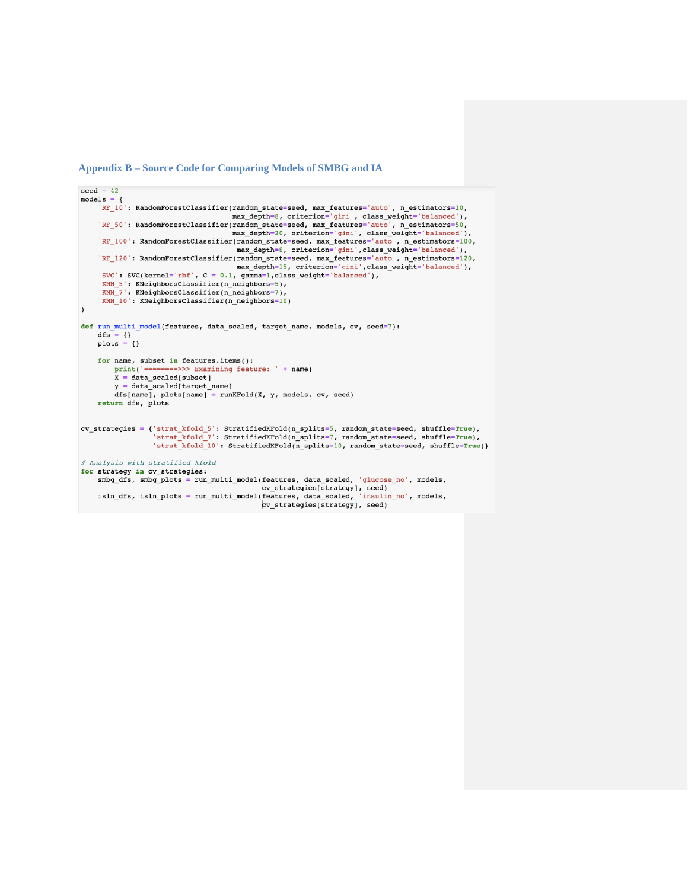## Appendix B – Source Code for Comparing Models of SMBG and IA

```
seed = 42
models = {
    'RF_10': RandomForestClassifier(random_state=seed, max_features='auto', n_estimators=10,
                                    max_depth=8, criterion='gini', class_weight='balanced'),
    'RF_50': RandomForestClassifier(random_state=seed, max_features='auto', n_estimators=50,
                                    max_depth=20, criterion='gini', class_weight='balanced'),
    'RF_100': RandomForestClassifier(random_state=seed, max_features='auto', n_estimators=100,
                                     max_depth=8, criterion='gini',class_weight='balanced'),
    'RF_120': RandomForestClassifier(random_state=seed, max_features='auto', n_estimators=120,
                                     max_depth=15, criterion='gini',class_weight='balanced'),
    'SVC': SVC(kernel='rbf', C = 0.1, gamma=1,class_weight='balanced'),
    'KNN_5': KNeighborsClassifier(n_neighbors=5),
    'KNN_7': KNeighborsClassifier(n_neighbors=7),
    'KNN_10': KNeighborsClassifier(n_neighbors=10)
}

def run_multi_model(features, data_scaled, target_name, models, cv, seed=7):
    dfs = {}
    plots = {}

    for name, subset in features.items():
        print('========>>> Examining feature: ' + name)
        X = data_scaled[subset]
        y = data_scaled[target_name]
        dfs[name], plots[name] = runKFold(X, y, models, cv, seed)
    return dfs, plots


cv_strategies = {'strat_kfold_5': StratifiedKFold(n_splits=5, random_state=seed, shuffle=True),
                 'strat_kfold_7': StratifiedKFold(n_splits=7, random_state=seed, shuffle=True),
                 'strat_kfold_10': StratifiedKFold(n_splits=10, random_state=seed, shuffle=True)}

# Analysis with stratified kfold
for strategy in cv_strategies:
    smbg_dfs, smbg_plots = run_multi_model(features, data_scaled, 'glucose_no', models,
                                           cv_strategies[strategy], seed)
    isln_dfs, isln_plots = run_multi_model(features, data_scaled, 'insulin_no', models,
                                           cv_strategies[strategy], seed)
```